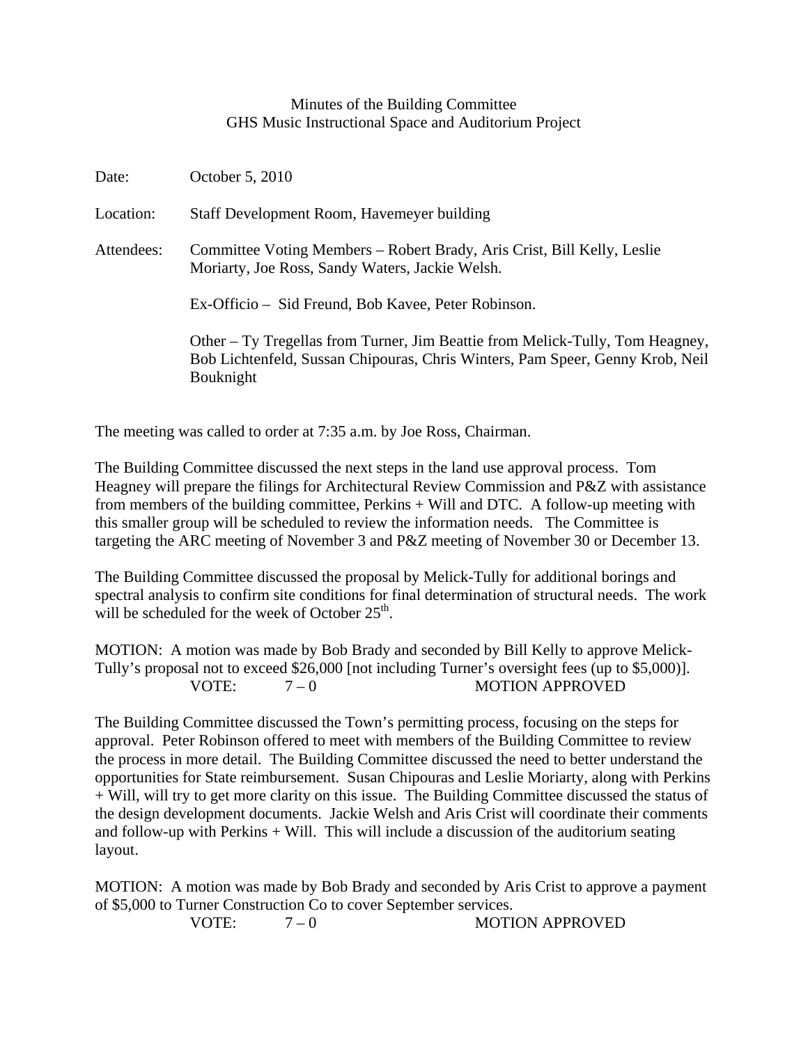# Minutes of the Building Committee
## GHS Music Instructional Space and Auditorium Project

Date: October 5, 2010

Location: Staff Development Room, Havemeyer building

Attendees: Committee Voting Members – Robert Brady, Aris Crist, Bill Kelly, Leslie Moriarty, Joe Ross, Sandy Waters, Jackie Welsh.

Ex-Officio – Sid Freund, Bob Kavee, Peter Robinson.

Other – Ty Tregellas from Turner, Jim Beattie from Melick-Tully, Tom Heagney, Bob Lichtenfeld, Sussan Chipouras, Chris Winters, Pam Speer, Genny Krob, Neil Bouknight

The meeting was called to order at 7:35 a.m. by Joe Ross, Chairman.

The Building Committee discussed the next steps in the land use approval process. Tom Heagney will prepare the filings for Architectural Review Commission and P&Z with assistance from members of the building committee, Perkins + Will and DTC. A follow-up meeting with this smaller group will be scheduled to review the information needs. The Committee is targeting the ARC meeting of November 3 and P&Z meeting of November 30 or December 13.

The Building Committee discussed the proposal by Melick-Tully for additional borings and spectral analysis to confirm site conditions for final determination of structural needs. The work will be scheduled for the week of October 25th.

MOTION: A motion was made by Bob Brady and seconded by Bill Kelly to approve Melick-Tully's proposal not to exceed $26,000 [not including Turner's oversight fees (up to $5,000)].
VOTE: 7 – 0 MOTION APPROVED

The Building Committee discussed the Town's permitting process, focusing on the steps for approval. Peter Robinson offered to meet with members of the Building Committee to review the process in more detail. The Building Committee discussed the need to better understand the opportunities for State reimbursement. Susan Chipouras and Leslie Moriarty, along with Perkins + Will, will try to get more clarity on this issue. The Building Committee discussed the status of the design development documents. Jackie Welsh and Aris Crist will coordinate their comments and follow-up with Perkins + Will. This will include a discussion of the auditorium seating layout.

MOTION: A motion was made by Bob Brady and seconded by Aris Crist to approve a payment of $5,000 to Turner Construction Co to cover September services.
VOTE: 7 – 0 MOTION APPROVED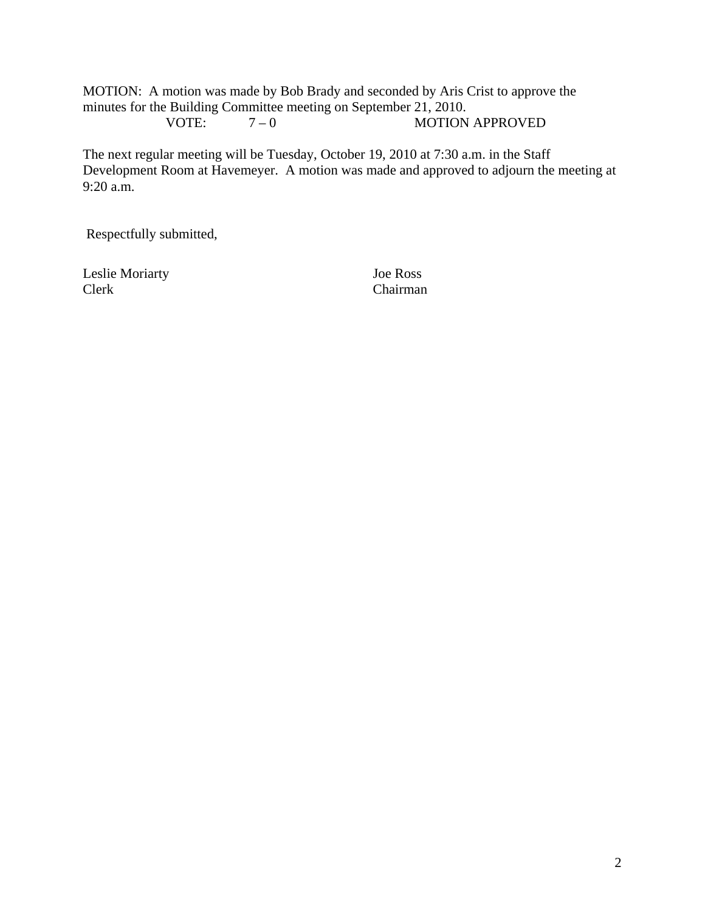MOTION: A motion was made by Bob Brady and seconded by Aris Crist to approve the minutes for the Building Committee meeting on September 21, 2010.

VOTE: 7 – 0 MOTION APPROVED

The next regular meeting will be Tuesday, October 19, 2010 at 7:30 a.m. in the Staff Development Room at Havemeyer. A motion was made and approved to adjourn the meeting at 9:20 a.m.

Respectfully submitted,

Leslie Moriarty
Clerk

Joe Ross
Chairman